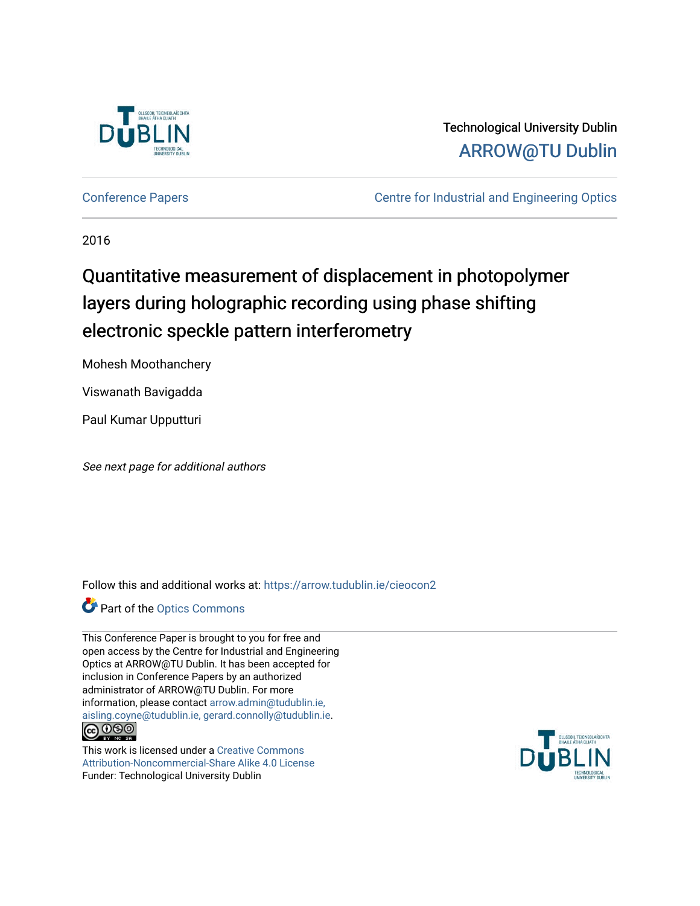Technological University Dublin

ARROW@TU Dublin

Conference Papers

Centre for Industrial and Engineering Optics

2016

# Quantitative measurement of displacement in photopolymer layers during holographic recording using phase shifting electronic speckle pattern interferometry

Mohesh Moothanchery

Viswanath Bavigadda

Paul Kumar Upputturi

*See next page for additional authors*

Follow this and additional works at: https://arrow.tudublin.ie/cieocon2

Part of the Optics Commons

This Conference Paper is brought to you for free and open access by the Centre for Industrial and Engineering Optics at ARROW@TU Dublin. It has been accepted for inclusion in Conference Papers by an authorized administrator of ARROW@TU Dublin. For more information, please contact arrow.admin@tudublin.ie, aisling.coyne@tudublin.ie, gerard.connolly@tudublin.ie.

This work is licensed under a Creative Commons Attribution-Noncommercial-Share Alike 4.0 License

Funder: Technological University Dublin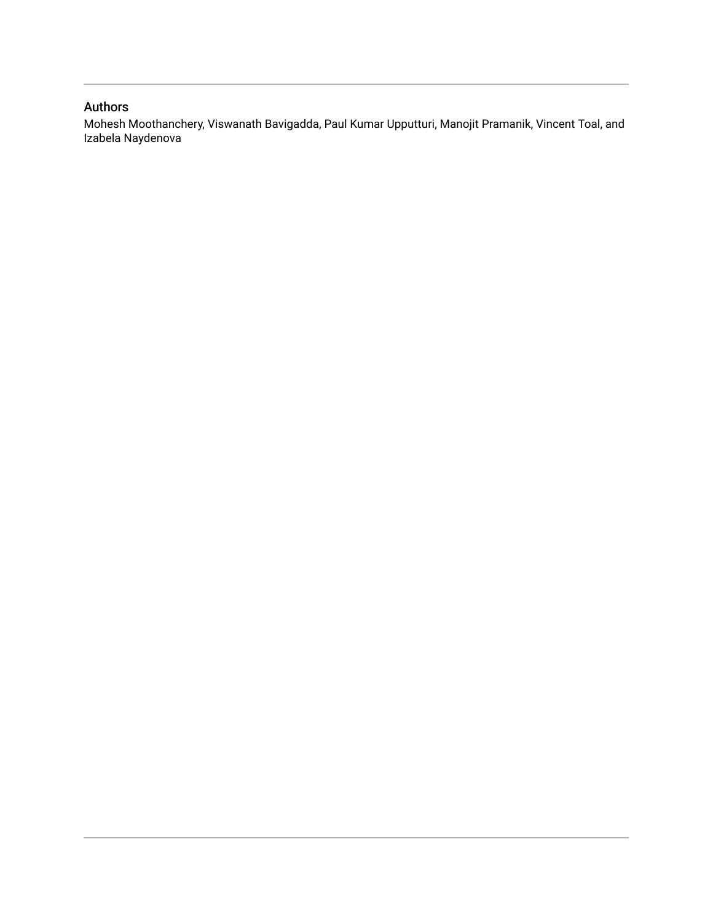## Authors

Mohesh Moothanchery, Viswanath Bavigadda, Paul Kumar Upputturi, Manojit Pramanik, Vincent Toal, and Izabela Naydenova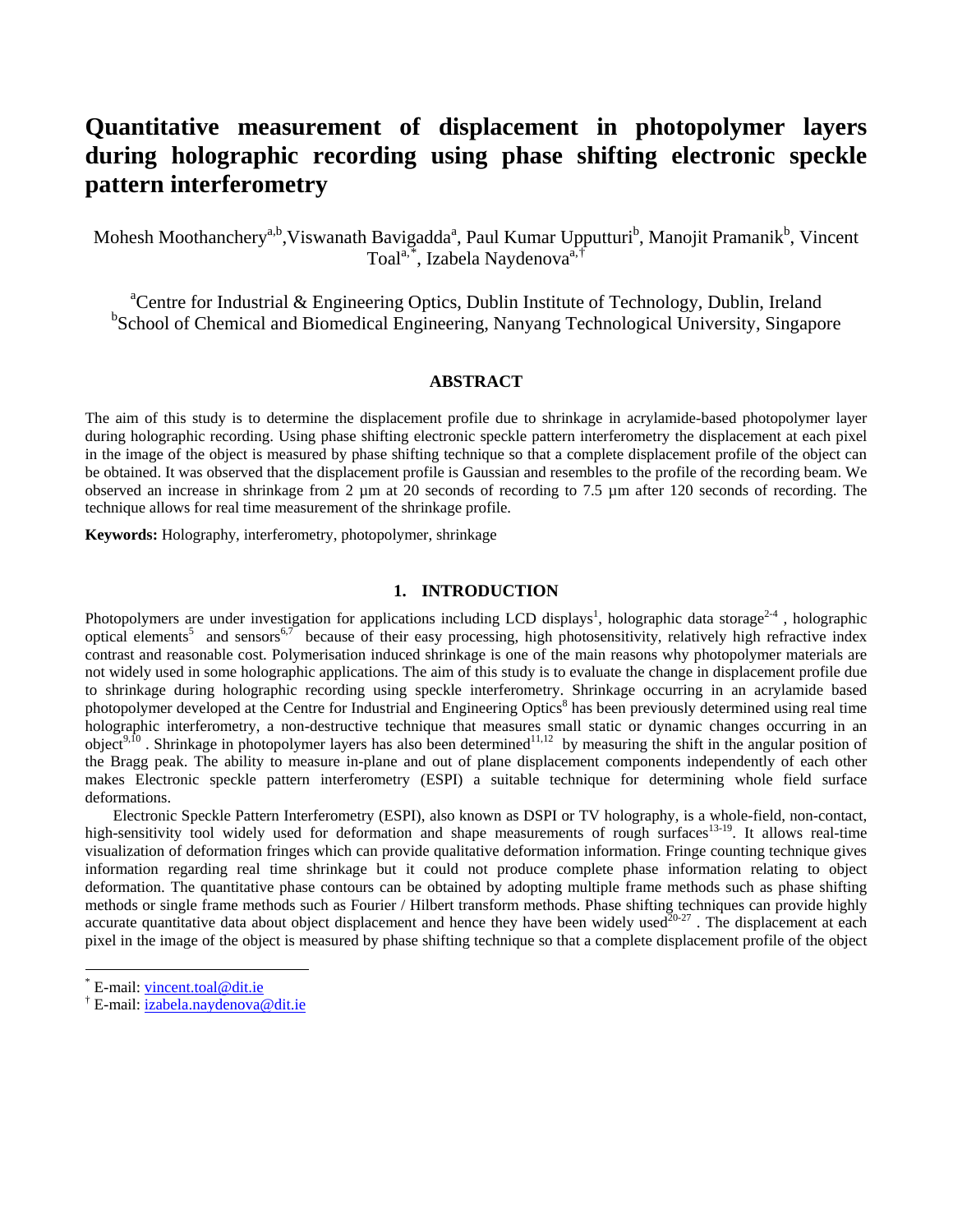# Quantitative measurement of displacement in photopolymer layers during holographic recording using phase shifting electronic speckle pattern interferometry

Mohesh Moothanchery[a,b], Viswanath Bavigadda[a], Paul Kumar Upputturi[b], Manojit Pramanik[b], Vincent Toal[a,*], Izabela Naydenova[a,†]

[a]Centre for Industrial & Engineering Optics, Dublin Institute of Technology, Dublin, Ireland
[b]School of Chemical and Biomedical Engineering, Nanyang Technological University, Singapore

## ABSTRACT

The aim of this study is to determine the displacement profile due to shrinkage in acrylamide-based photopolymer layer during holographic recording. Using phase shifting electronic speckle pattern interferometry the displacement at each pixel in the image of the object is measured by phase shifting technique so that a complete displacement profile of the object can be obtained. It was observed that the displacement profile is Gaussian and resembles to the profile of the recording beam. We observed an increase in shrinkage from 2 µm at 20 seconds of recording to 7.5 µm after 120 seconds of recording. The technique allows for real time measurement of the shrinkage profile.

**Keywords:** Holography, interferometry, photopolymer, shrinkage

## 1. INTRODUCTION

Photopolymers are under investigation for applications including LCD displays[1], holographic data storage[2-4], holographic optical elements[5] and sensors[6,7] because of their easy processing, high photosensitivity, relatively high refractive index contrast and reasonable cost. Polymerisation induced shrinkage is one of the main reasons why photopolymer materials are not widely used in some holographic applications. The aim of this study is to evaluate the change in displacement profile due to shrinkage during holographic recording using speckle interferometry. Shrinkage occurring in an acrylamide based photopolymer developed at the Centre for Industrial and Engineering Optics[8] has been previously determined using real time holographic interferometry, a non-destructive technique that measures small static or dynamic changes occurring in an object[9,10]. Shrinkage in photopolymer layers has also been determined[11,12] by measuring the shift in the angular position of the Bragg peak. The ability to measure in-plane and out of plane displacement components independently of each other makes Electronic speckle pattern interferometry (ESPI) a suitable technique for determining whole field surface deformations.

Electronic Speckle Pattern Interferometry (ESPI), also known as DSPI or TV holography, is a whole-field, non-contact, high-sensitivity tool widely used for deformation and shape measurements of rough surfaces[13-19]. It allows real-time visualization of deformation fringes which can provide qualitative deformation information. Fringe counting technique gives information regarding real time shrinkage but it could not produce complete phase information relating to object deformation. The quantitative phase contours can be obtained by adopting multiple frame methods such as phase shifting methods or single frame methods such as Fourier / Hilbert transform methods. Phase shifting techniques can provide highly accurate quantitative data about object displacement and hence they have been widely used[20-27]. The displacement at each pixel in the image of the object is measured by phase shifting technique so that a complete displacement profile of the object

[*] E-mail: vincent.toal@dit.ie
[†] E-mail: izabela.naydenova@dit.ie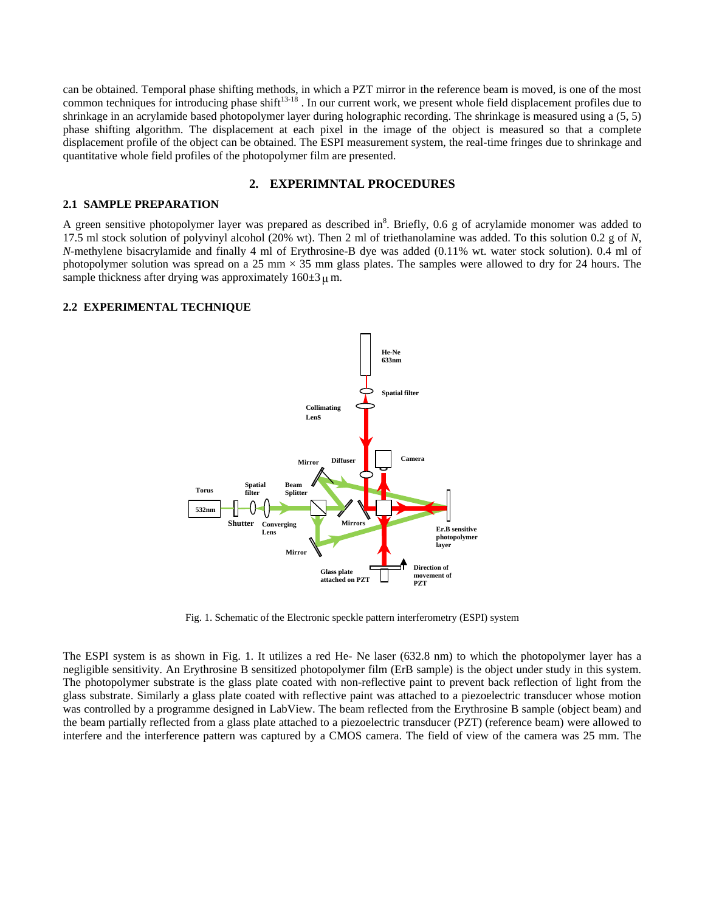can be obtained. Temporal phase shifting methods, in which a PZT mirror in the reference beam is moved, is one of the most common techniques for introducing phase shift[13-18] . In our current work, we present whole field displacement profiles due to shrinkage in an acrylamide based photopolymer layer during holographic recording. The shrinkage is measured using a (5, 5) phase shifting algorithm. The displacement at each pixel in the image of the object is measured so that a complete displacement profile of the object can be obtained. The ESPI measurement system, the real-time fringes due to shrinkage and quantitative whole field profiles of the photopolymer film are presented.

## 2. EXPERIMNTAL PROCEDURES

### 2.1 SAMPLE PREPARATION

A green sensitive photopolymer layer was prepared as described in[8]. Briefly, 0.6 g of acrylamide monomer was added to 17.5 ml stock solution of polyvinyl alcohol (20% wt). Then 2 ml of triethanolamine was added. To this solution 0.2 g of *N*, *N*-methylene bisacrylamide and finally 4 ml of Erythrosine-B dye was added (0.11% wt. water stock solution). 0.4 ml of photopolymer solution was spread on a 25 mm × 35 mm glass plates. The samples were allowed to dry for 24 hours. The sample thickness after drying was approximately 160±3 μ m.

### 2.2 EXPERIMENTAL TECHNIQUE

Fig. 1. Schematic of the Electronic speckle pattern interferometry (ESPI) system

The ESPI system is as shown in Fig. 1. It utilizes a red He- Ne laser (632.8 nm) to which the photopolymer layer has a negligible sensitivity. An Erythrosine B sensitized photopolymer film (ErB sample) is the object under study in this system. The photopolymer substrate is the glass plate coated with non-reflective paint to prevent back reflection of light from the glass substrate. Similarly a glass plate coated with reflective paint was attached to a piezoelectric transducer whose motion was controlled by a programme designed in LabView. The beam reflected from the Erythrosine B sample (object beam) and the beam partially reflected from a glass plate attached to a piezoelectric transducer (PZT) (reference beam) were allowed to interfere and the interference pattern was captured by a CMOS camera. The field of view of the camera was 25 mm. The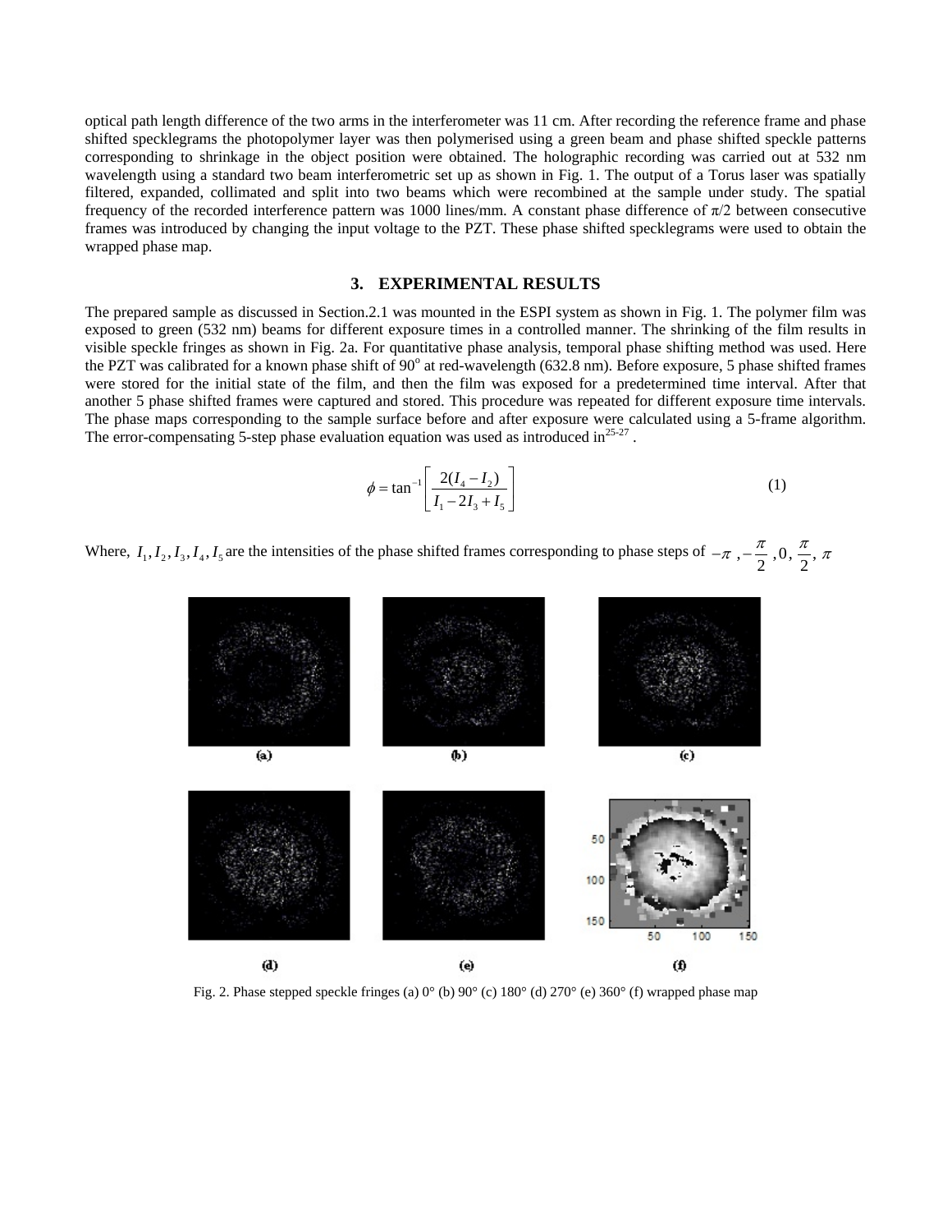optical path length difference of the two arms in the interferometer was 11 cm. After recording the reference frame and phase shifted specklegrams the photopolymer layer was then polymerised using a green beam and phase shifted speckle patterns corresponding to shrinkage in the object position were obtained. The holographic recording was carried out at 532 nm wavelength using a standard two beam interferometric set up as shown in Fig. 1. The output of a Torus laser was spatially filtered, expanded, collimated and split into two beams which were recombined at the sample under study. The spatial frequency of the recorded interference pattern was 1000 lines/mm. A constant phase difference of π/2 between consecutive frames was introduced by changing the input voltage to the PZT. These phase shifted specklegrams were used to obtain the wrapped phase map.

## 3. EXPERIMENTAL RESULTS

The prepared sample as discussed in Section.2.1 was mounted in the ESPI system as shown in Fig. 1. The polymer film was exposed to green (532 nm) beams for different exposure times in a controlled manner. The shrinking of the film results in visible speckle fringes as shown in Fig. 2a. For quantitative phase analysis, temporal phase shifting method was used. Here the PZT was calibrated for a known phase shift of 90° at red-wavelength (632.8 nm). Before exposure, 5 phase shifted frames were stored for the initial state of the film, and then the film was exposed for a predetermined time interval. After that another 5 phase shifted frames were captured and stored. This procedure was repeated for different exposure time intervals. The phase maps corresponding to the sample surface before and after exposure were calculated using a 5-frame algorithm. The error-compensating 5-step phase evaluation equation was used as introduced in[25-27] .

$$\phi = \tan^{-1}\left[\frac{2(I_4 - I_2)}{I_1 - 2I_3 + I_5}\right] \tag{1}$$

Where, $I_1, I_2, I_3, I_4, I_5$ are the intensities of the phase shifted frames corresponding to phase steps of $-\pi$ , $-\frac{\pi}{2}$ , $0$, $\frac{\pi}{2}$, $\pi$

Fig. 2. Phase stepped speckle fringes (a) 0° (b) 90° (c) 180° (d) 270° (e) 360° (f) wrapped phase map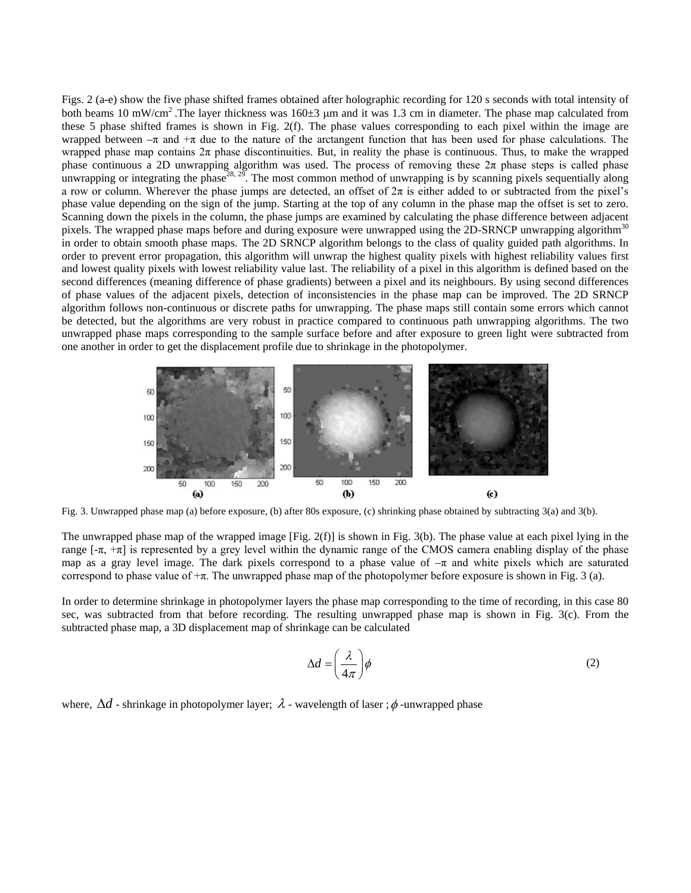Figs. 2 (a-e) show the five phase shifted frames obtained after holographic recording for 120 s seconds with total intensity of both beams 10 mW/cm$^2$ .The layer thickness was 160±3 μm and it was 1.3 cm in diameter. The phase map calculated from these 5 phase shifted frames is shown in Fig. 2(f). The phase values corresponding to each pixel within the image are wrapped between –π and +π due to the nature of the arctangent function that has been used for phase calculations. The wrapped phase map contains 2π phase discontinuities. But, in reality the phase is continuous. Thus, to make the wrapped phase continuous a 2D unwrapping algorithm was used. The process of removing these 2π phase steps is called phase unwrapping or integrating the phase[28, 29]. The most common method of unwrapping is by scanning pixels sequentially along a row or column. Wherever the phase jumps are detected, an offset of 2π is either added to or subtracted from the pixel's phase value depending on the sign of the jump. Starting at the top of any column in the phase map the offset is set to zero. Scanning down the pixels in the column, the phase jumps are examined by calculating the phase difference between adjacent pixels. The wrapped phase maps before and during exposure were unwrapped using the 2D-SRNCP unwrapping algorithm[30] in order to obtain smooth phase maps. The 2D SRNCP algorithm belongs to the class of quality guided path algorithms. In order to prevent error propagation, this algorithm will unwrap the highest quality pixels with highest reliability values first and lowest quality pixels with lowest reliability value last. The reliability of a pixel in this algorithm is defined based on the second differences (meaning difference of phase gradients) between a pixel and its neighbours. By using second differences of phase values of the adjacent pixels, detection of inconsistencies in the phase map can be improved. The 2D SRNCP algorithm follows non-continuous or discrete paths for unwrapping. The phase maps still contain some errors which cannot be detected, but the algorithms are very robust in practice compared to continuous path unwrapping algorithms. The two unwrapped phase maps corresponding to the sample surface before and after exposure to green light were subtracted from one another in order to get the displacement profile due to shrinkage in the photopolymer.

Fig. 3. Unwrapped phase map (a) before exposure, (b) after 80s exposure, (c) shrinking phase obtained by subtracting 3(a) and 3(b).

The unwrapped phase map of the wrapped image [Fig. 2(f)] is shown in Fig. 3(b). The phase value at each pixel lying in the range [-π, +π] is represented by a grey level within the dynamic range of the CMOS camera enabling display of the phase map as a gray level image. The dark pixels correspond to a phase value of –π and white pixels which are saturated correspond to phase value of +π. The unwrapped phase map of the photopolymer before exposure is shown in Fig. 3 (a).

In order to determine shrinkage in photopolymer layers the phase map corresponding to the time of recording, in this case 80 sec, was subtracted from that before recording. The resulting unwrapped phase map is shown in Fig. 3(c). From the subtracted phase map, a 3D displacement map of shrinkage can be calculated

$$\Delta d = \left(\frac{\lambda}{4\pi}\right)\phi \tag{2}$$

where, $\Delta d$ - shrinkage in photopolymer layer; $\lambda$ - wavelength of laser ; $\phi$ -unwrapped phase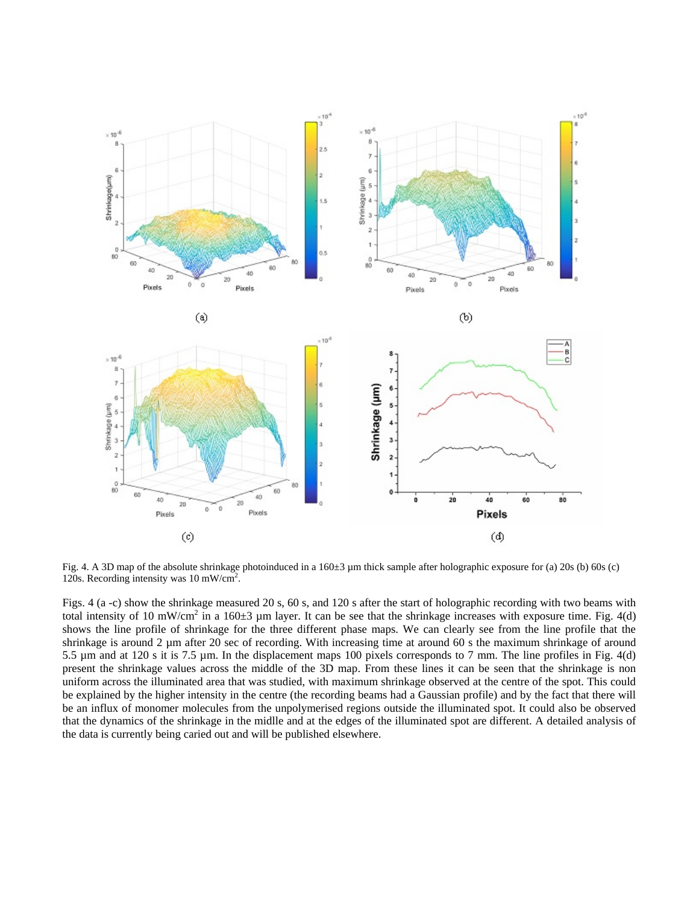Fig. 4. A 3D map of the absolute shrinkage photoinduced in a 160±3 µm thick sample after holographic exposure for (a) 20s (b) 60s (c) 120s. Recording intensity was 10 mW/cm$^2$.

Figs. 4 (a -c) show the shrinkage measured 20 s, 60 s, and 120 s after the start of holographic recording with two beams with total intensity of 10 mW/cm$^2$ in a 160±3 µm layer. It can be see that the shrinkage increases with exposure time. Fig. 4(d) shows the line profile of shrinkage for the three different phase maps. We can clearly see from the line profile that the shrinkage is around 2 µm after 20 sec of recording. With increasing time at around 60 s the maximum shrinkage of around 5.5 µm and at 120 s it is 7.5 µm. In the displacement maps 100 pixels corresponds to 7 mm. The line profiles in Fig. 4(d) present the shrinkage values across the middle of the 3D map. From these lines it can be seen that the shrinkage is non uniform across the illuminated area that was studied, with maximum shrinkage observed at the centre of the spot. This could be explained by the higher intensity in the centre (the recording beams had a Gaussian profile) and by the fact that there will be an influx of monomer molecules from the unpolymerised regions outside the illuminated spot. It could also be observed that the dynamics of the shrinkage in the midlle and at the edges of the illuminated spot are different. A detailed analysis of the data is currently being caried out and will be published elsewhere.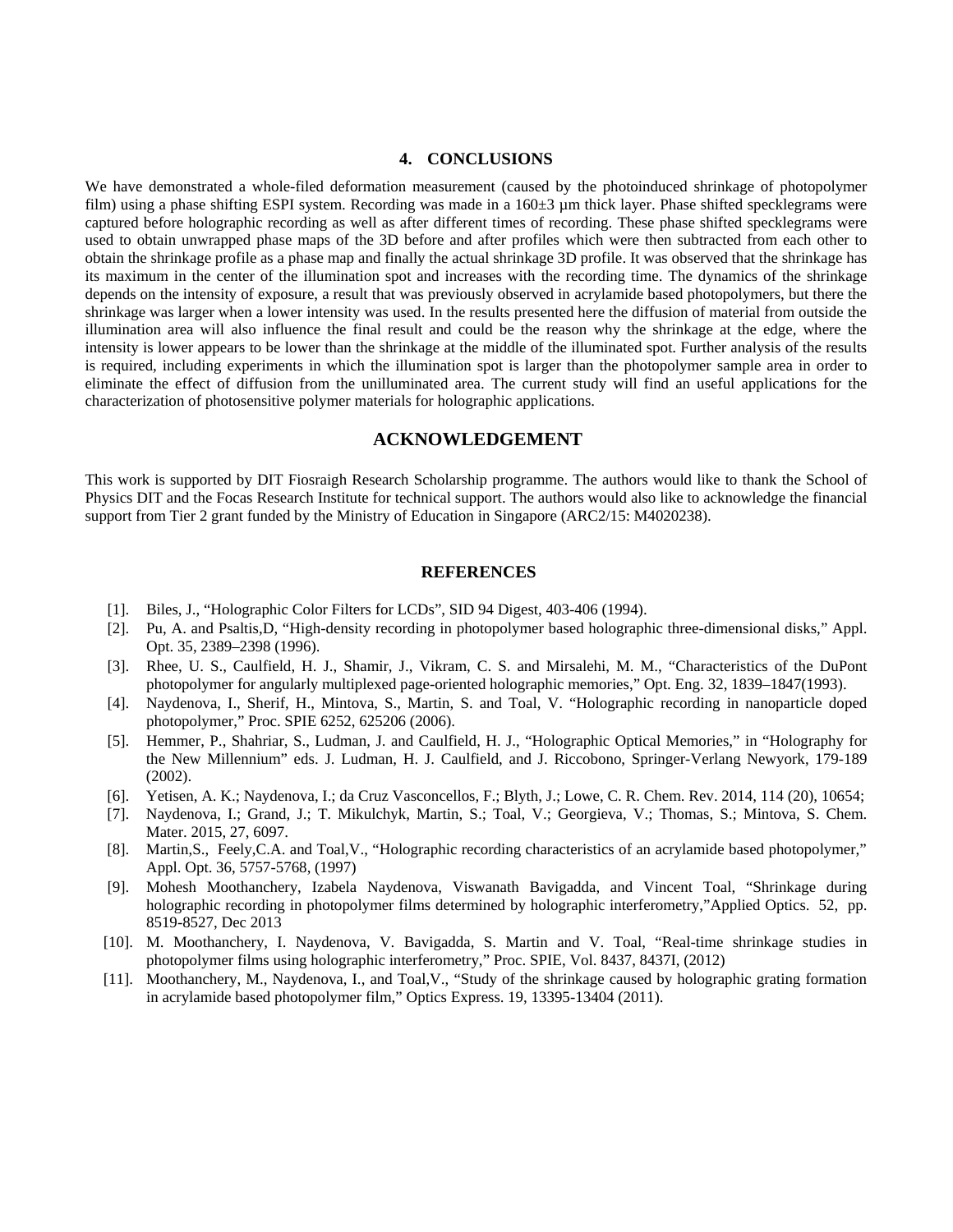## 4. CONCLUSIONS

We have demonstrated a whole-filed deformation measurement (caused by the photoinduced shrinkage of photopolymer film) using a phase shifting ESPI system. Recording was made in a 160±3 µm thick layer. Phase shifted specklegrams were captured before holographic recording as well as after different times of recording. These phase shifted specklegrams were used to obtain unwrapped phase maps of the 3D before and after profiles which were then subtracted from each other to obtain the shrinkage profile as a phase map and finally the actual shrinkage 3D profile. It was observed that the shrinkage has its maximum in the center of the illumination spot and increases with the recording time. The dynamics of the shrinkage depends on the intensity of exposure, a result that was previously observed in acrylamide based photopolymers, but there the shrinkage was larger when a lower intensity was used. In the results presented here the diffusion of material from outside the illumination area will also influence the final result and could be the reason why the shrinkage at the edge, where the intensity is lower appears to be lower than the shrinkage at the middle of the illuminated spot. Further analysis of the results is required, including experiments in which the illumination spot is larger than the photopolymer sample area in order to eliminate the effect of diffusion from the unilluminated area. The current study will find an useful applications for the characterization of photosensitive polymer materials for holographic applications.

## ACKNOWLEDGEMENT

This work is supported by DIT Fiosraigh Research Scholarship programme. The authors would like to thank the School of Physics DIT and the Focas Research Institute for technical support. The authors would also like to acknowledge the financial support from Tier 2 grant funded by the Ministry of Education in Singapore (ARC2/15: M4020238).

## REFERENCES

[1]. Biles, J., "Holographic Color Filters for LCDs", SID 94 Digest, 403-406 (1994).

[2]. Pu, A. and Psaltis,D, "High-density recording in photopolymer based holographic three-dimensional disks," Appl. Opt. 35, 2389–2398 (1996).

[3]. Rhee, U. S., Caulfield, H. J., Shamir, J., Vikram, C. S. and Mirsalehi, M. M., "Characteristics of the DuPont photopolymer for angularly multiplexed page-oriented holographic memories," Opt. Eng. 32, 1839–1847(1993).

[4]. Naydenova, I., Sherif, H., Mintova, S., Martin, S. and Toal, V. "Holographic recording in nanoparticle doped photopolymer," Proc. SPIE 6252, 625206 (2006).

[5]. Hemmer, P., Shahriar, S., Ludman, J. and Caulfield, H. J., "Holographic Optical Memories," in "Holography for the New Millennium" eds. J. Ludman, H. J. Caulfield, and J. Riccobono, Springer-Verlang Newyork, 179-189 (2002).

[6]. Yetisen, A. K.; Naydenova, I.; da Cruz Vasconcellos, F.; Blyth, J.; Lowe, C. R. Chem. Rev. 2014, 114 (20), 10654;

[7]. Naydenova, I.; Grand, J.; T. Mikulchyk, Martin, S.; Toal, V.; Georgieva, V.; Thomas, S.; Mintova, S. Chem. Mater. 2015, 27, 6097.

[8]. Martin,S., Feely,C.A. and Toal,V., "Holographic recording characteristics of an acrylamide based photopolymer," Appl. Opt. 36, 5757-5768, (1997)

[9]. Mohesh Moothanchery, Izabela Naydenova, Viswanath Bavigadda, and Vincent Toal, "Shrinkage during holographic recording in photopolymer films determined by holographic interferometry,"Applied Optics. 52, pp. 8519-8527, Dec 2013

[10]. M. Moothanchery, I. Naydenova, V. Bavigadda, S. Martin and V. Toal, "Real-time shrinkage studies in photopolymer films using holographic interferometry," Proc. SPIE, Vol. 8437, 8437I, (2012)

[11]. Moothanchery, M., Naydenova, I., and Toal,V., "Study of the shrinkage caused by holographic grating formation in acrylamide based photopolymer film," Optics Express. 19, 13395-13404 (2011).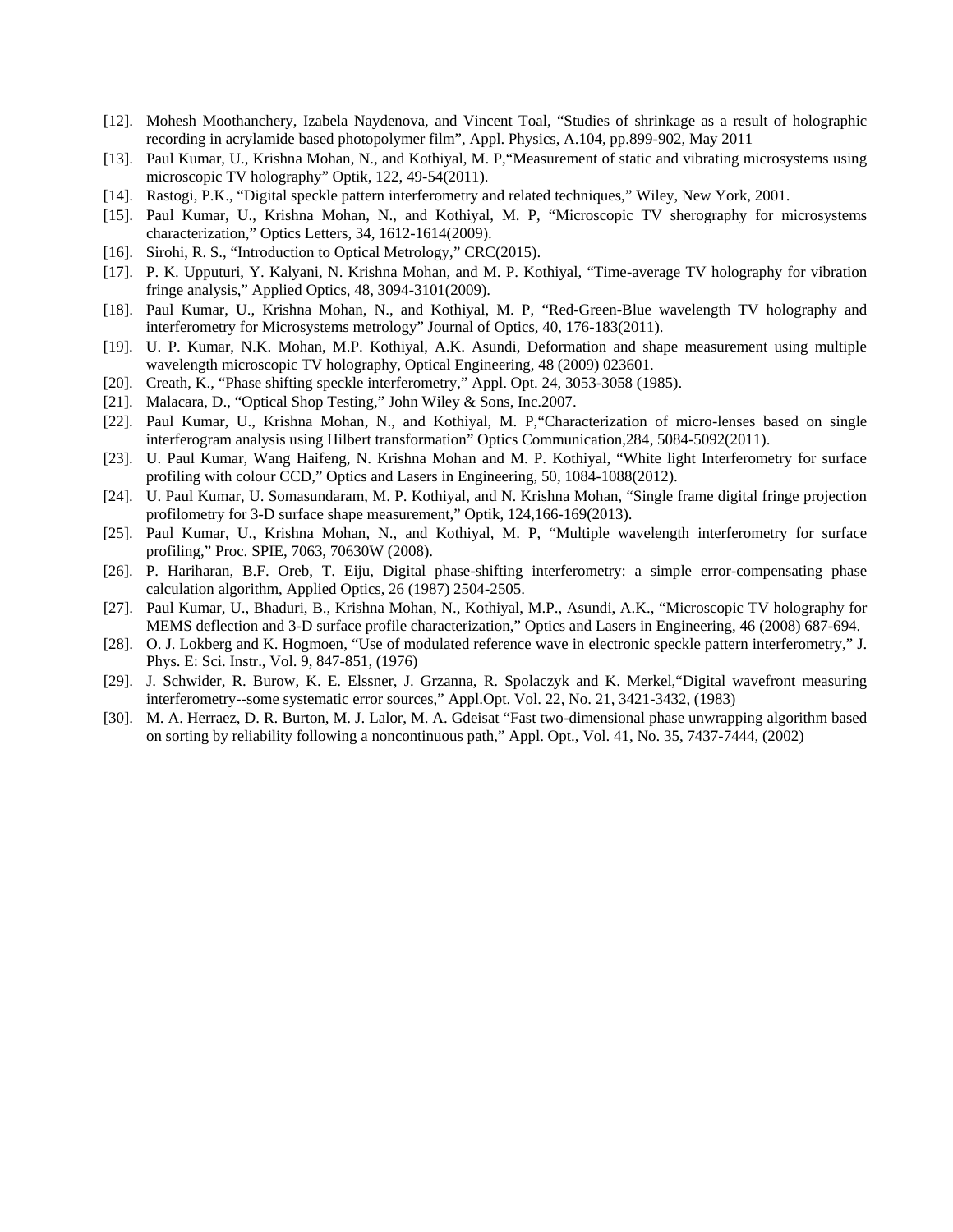[12]. Mohesh Moothanchery, Izabela Naydenova, and Vincent Toal, “Studies of shrinkage as a result of holographic recording in acrylamide based photopolymer film”, Appl. Physics, A.104, pp.899-902, May 2011

[13]. Paul Kumar, U., Krishna Mohan, N., and Kothiyal, M. P,“Measurement of static and vibrating microsystems using microscopic TV holography” Optik, 122, 49-54(2011).

[14]. Rastogi, P.K., “Digital speckle pattern interferometry and related techniques,” Wiley, New York, 2001.

[15]. Paul Kumar, U., Krishna Mohan, N., and Kothiyal, M. P, “Microscopic TV sherography for microsystems characterization,” Optics Letters, 34, 1612-1614(2009).

[16]. Sirohi, R. S., “Introduction to Optical Metrology,” CRC(2015).

[17]. P. K. Upputuri, Y. Kalyani, N. Krishna Mohan, and M. P. Kothiyal, “Time-average TV holography for vibration fringe analysis,” Applied Optics, 48, 3094-3101(2009).

[18]. Paul Kumar, U., Krishna Mohan, N., and Kothiyal, M. P, “Red-Green-Blue wavelength TV holography and interferometry for Microsystems metrology” Journal of Optics, 40, 176-183(2011).

[19]. U. P. Kumar, N.K. Mohan, M.P. Kothiyal, A.K. Asundi, Deformation and shape measurement using multiple wavelength microscopic TV holography, Optical Engineering, 48 (2009) 023601.

[20]. Creath, K., “Phase shifting speckle interferometry,” Appl. Opt. 24, 3053-3058 (1985).

[21]. Malacara, D., “Optical Shop Testing,” John Wiley & Sons, Inc.2007.

[22]. Paul Kumar, U., Krishna Mohan, N., and Kothiyal, M. P,“Characterization of micro-lenses based on single interferogram analysis using Hilbert transformation” Optics Communication,284, 5084-5092(2011).

[23]. U. Paul Kumar, Wang Haifeng, N. Krishna Mohan and M. P. Kothiyal, “White light Interferometry for surface profiling with colour CCD,” Optics and Lasers in Engineering, 50, 1084-1088(2012).

[24]. U. Paul Kumar, U. Somasundaram, M. P. Kothiyal, and N. Krishna Mohan, “Single frame digital fringe projection profilometry for 3-D surface shape measurement,” Optik, 124,166-169(2013).

[25]. Paul Kumar, U., Krishna Mohan, N., and Kothiyal, M. P, “Multiple wavelength interferometry for surface profiling,” Proc. SPIE, 7063, 70630W (2008).

[26]. P. Hariharan, B.F. Oreb, T. Eiju, Digital phase-shifting interferometry: a simple error-compensating phase calculation algorithm, Applied Optics, 26 (1987) 2504-2505.

[27]. Paul Kumar, U., Bhaduri, B., Krishna Mohan, N., Kothiyal, M.P., Asundi, A.K., “Microscopic TV holography for MEMS deflection and 3-D surface profile characterization,” Optics and Lasers in Engineering, 46 (2008) 687-694.

[28]. O. J. Lokberg and K. Hogmoen, “Use of modulated reference wave in electronic speckle pattern interferometry,” J. Phys. E: Sci. Instr., Vol. 9, 847-851, (1976)

[29]. J. Schwider, R. Burow, K. E. Elssner, J. Grzanna, R. Spolaczyk and K. Merkel,“Digital wavefront measuring interferometry--some systematic error sources,” Appl.Opt. Vol. 22, No. 21, 3421-3432, (1983)

[30]. M. A. Herraez, D. R. Burton, M. J. Lalor, M. A. Gdeisat “Fast two-dimensional phase unwrapping algorithm based on sorting by reliability following a noncontinuous path,” Appl. Opt., Vol. 41, No. 35, 7437-7444, (2002)